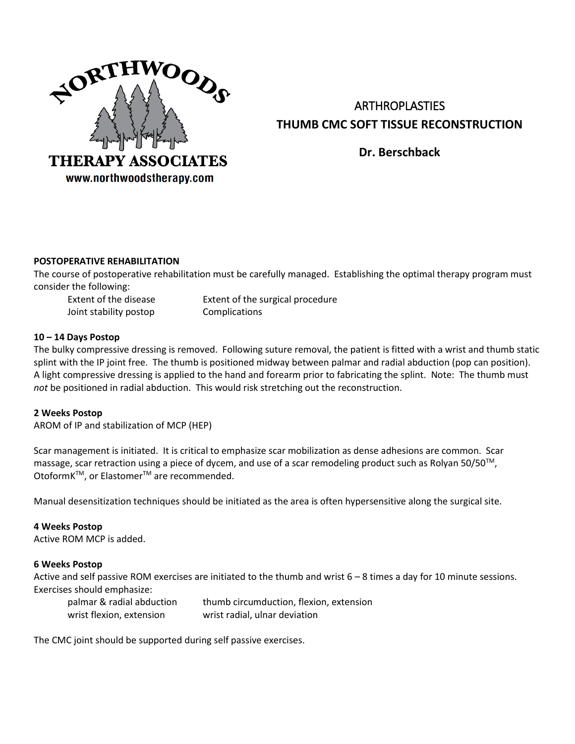NORTHWOODS THERAPY ASSOCIATES
www.northwoodstherapy.com

# ARTHROPLASTIES
# THUMB CMC SOFT TISSUE RECONSTRUCTION

**Dr. Berschback**

**POSTOPERATIVE REHABILITATION**

The course of postoperative rehabilitation must be carefully managed. Establishing the optimal therapy program must consider the following:

| | |
|---|---|
| Extent of the disease | Extent of the surgical procedure |
| Joint stability postop | Complications |

**10 – 14 Days Postop**

The bulky compressive dressing is removed. Following suture removal, the patient is fitted with a wrist and thumb static splint with the IP joint free. The thumb is positioned midway between palmar and radial abduction (pop can position). A light compressive dressing is applied to the hand and forearm prior to fabricating the splint. Note: The thumb must *not* be positioned in radial abduction. This would risk stretching out the reconstruction.

**2 Weeks Postop**

AROM of IP and stabilization of MCP (HEP)

Scar management is initiated. It is critical to emphasize scar mobilization as dense adhesions are common. Scar massage, scar retraction using a piece of dycem, and use of a scar remodeling product such as Rolyan 50/50™, OtoformK™, or Elastomer™ are recommended.

Manual desensitization techniques should be initiated as the area is often hypersensitive along the surgical site.

**4 Weeks Postop**

Active ROM MCP is added.

**6 Weeks Postop**

Active and self passive ROM exercises are initiated to the thumb and wrist 6 – 8 times a day for 10 minute sessions. Exercises should emphasize:

| | |
|---|---|
| palmar & radial abduction | thumb circumduction, flexion, extension |
| wrist flexion, extension | wrist radial, ulnar deviation |

The CMC joint should be supported during self passive exercises.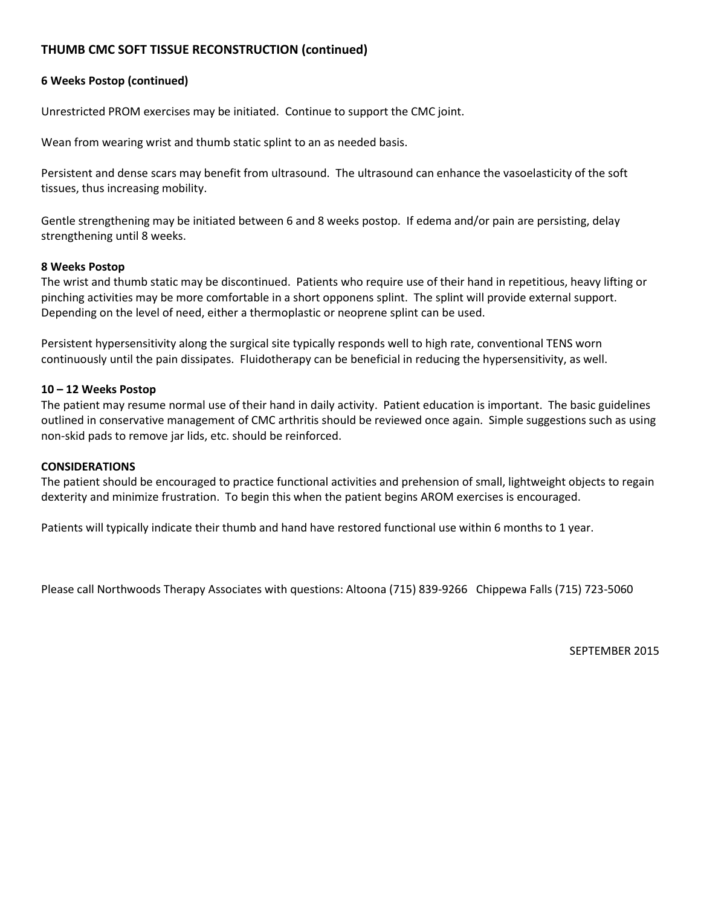## THUMB CMC SOFT TISSUE RECONSTRUCTION (continued)

### 6 Weeks Postop (continued)

Unrestricted PROM exercises may be initiated. Continue to support the CMC joint.

Wean from wearing wrist and thumb static splint to an as needed basis.

Persistent and dense scars may benefit from ultrasound. The ultrasound can enhance the vasoelasticity of the soft tissues, thus increasing mobility.

Gentle strengthening may be initiated between 6 and 8 weeks postop. If edema and/or pain are persisting, delay strengthening until 8 weeks.

### 8 Weeks Postop

The wrist and thumb static may be discontinued. Patients who require use of their hand in repetitious, heavy lifting or pinching activities may be more comfortable in a short opponens splint. The splint will provide external support. Depending on the level of need, either a thermoplastic or neoprene splint can be used.

Persistent hypersensitivity along the surgical site typically responds well to high rate, conventional TENS worn continuously until the pain dissipates. Fluidotherapy can be beneficial in reducing the hypersensitivity, as well.

### 10 – 12 Weeks Postop

The patient may resume normal use of their hand in daily activity. Patient education is important. The basic guidelines outlined in conservative management of CMC arthritis should be reviewed once again. Simple suggestions such as using non-skid pads to remove jar lids, etc. should be reinforced.

### CONSIDERATIONS

The patient should be encouraged to practice functional activities and prehension of small, lightweight objects to regain dexterity and minimize frustration. To begin this when the patient begins AROM exercises is encouraged.

Patients will typically indicate their thumb and hand have restored functional use within 6 months to 1 year.

Please call Northwoods Therapy Associates with questions: Altoona (715) 839-9266 Chippewa Falls (715) 723-5060

SEPTEMBER 2015